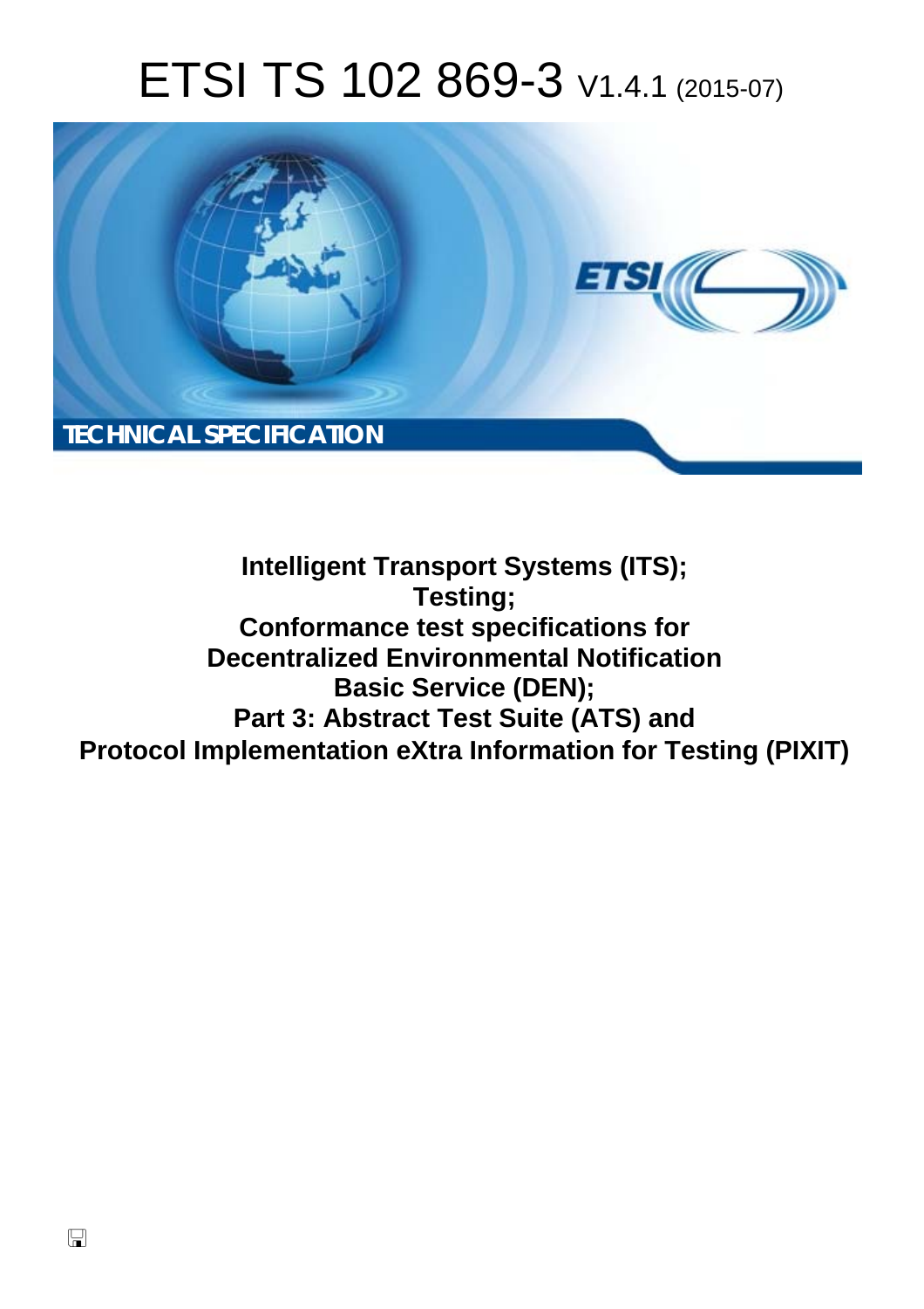# ETSI TS 102 869-3 V1.4.1 (2015-07)

TECHNICAL SPECIFICATION

**Intelligent Transport Systems (ITS);**
**Testing;**
**Conformance test specifications for**
**Decentralized Environmental Notification**
**Basic Service (DEN);**
**Part 3: Abstract Test Suite (ATS) and**
**Protocol Implementation eXtra Information for Testing (PIXIT)**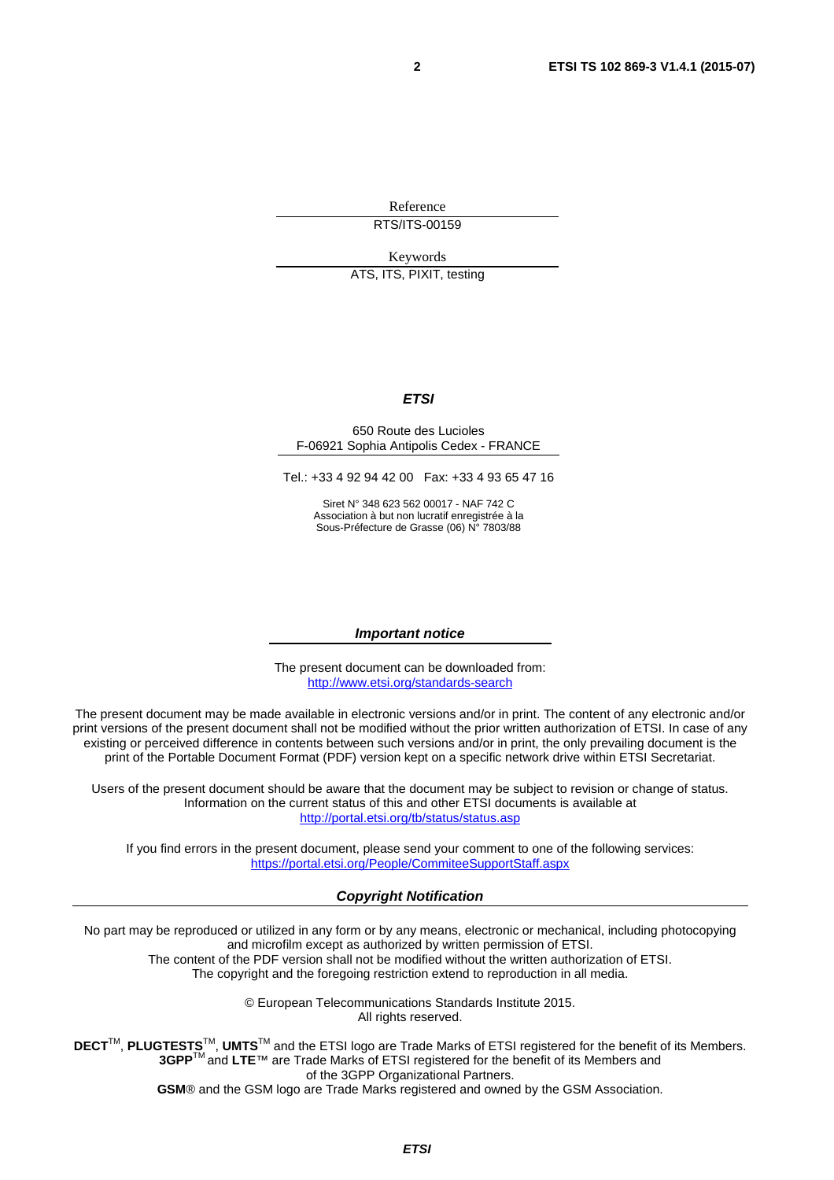Reference

RTS/ITS-00159

Keywords

ATS, ITS, PIXIT, testing

***ETSI***

650 Route des Lucioles
F-06921 Sophia Antipolis Cedex - FRANCE

Tel.: +33 4 92 94 42 00 Fax: +33 4 93 65 47 16

Siret N° 348 623 562 00017 - NAF 742 C
Association à but non lucratif enregistrée à la
Sous-Préfecture de Grasse (06) N° 7803/88

***Important notice***

The present document can be downloaded from:
http://www.etsi.org/standards-search

The present document may be made available in electronic versions and/or in print. The content of any electronic and/or print versions of the present document shall not be modified without the prior written authorization of ETSI. In case of any existing or perceived difference in contents between such versions and/or in print, the only prevailing document is the print of the Portable Document Format (PDF) version kept on a specific network drive within ETSI Secretariat.

Users of the present document should be aware that the document may be subject to revision or change of status. Information on the current status of this and other ETSI documents is available at
http://portal.etsi.org/tb/status/status.asp

If you find errors in the present document, please send your comment to one of the following services:
https://portal.etsi.org/People/CommiteeSupportStaff.aspx

***Copyright Notification***

No part may be reproduced or utilized in any form or by any means, electronic or mechanical, including photocopying and microfilm except as authorized by written permission of ETSI.
The content of the PDF version shall not be modified without the written authorization of ETSI.
The copyright and the foregoing restriction extend to reproduction in all media.

© European Telecommunications Standards Institute 2015.
All rights reserved.

**DECT**™, **PLUGTESTS**™, **UMTS**™ and the ETSI logo are Trade Marks of ETSI registered for the benefit of its Members.
**3GPP**™ and **LTE**™ are Trade Marks of ETSI registered for the benefit of its Members and of the 3GPP Organizational Partners.
**GSM**® and the GSM logo are Trade Marks registered and owned by the GSM Association.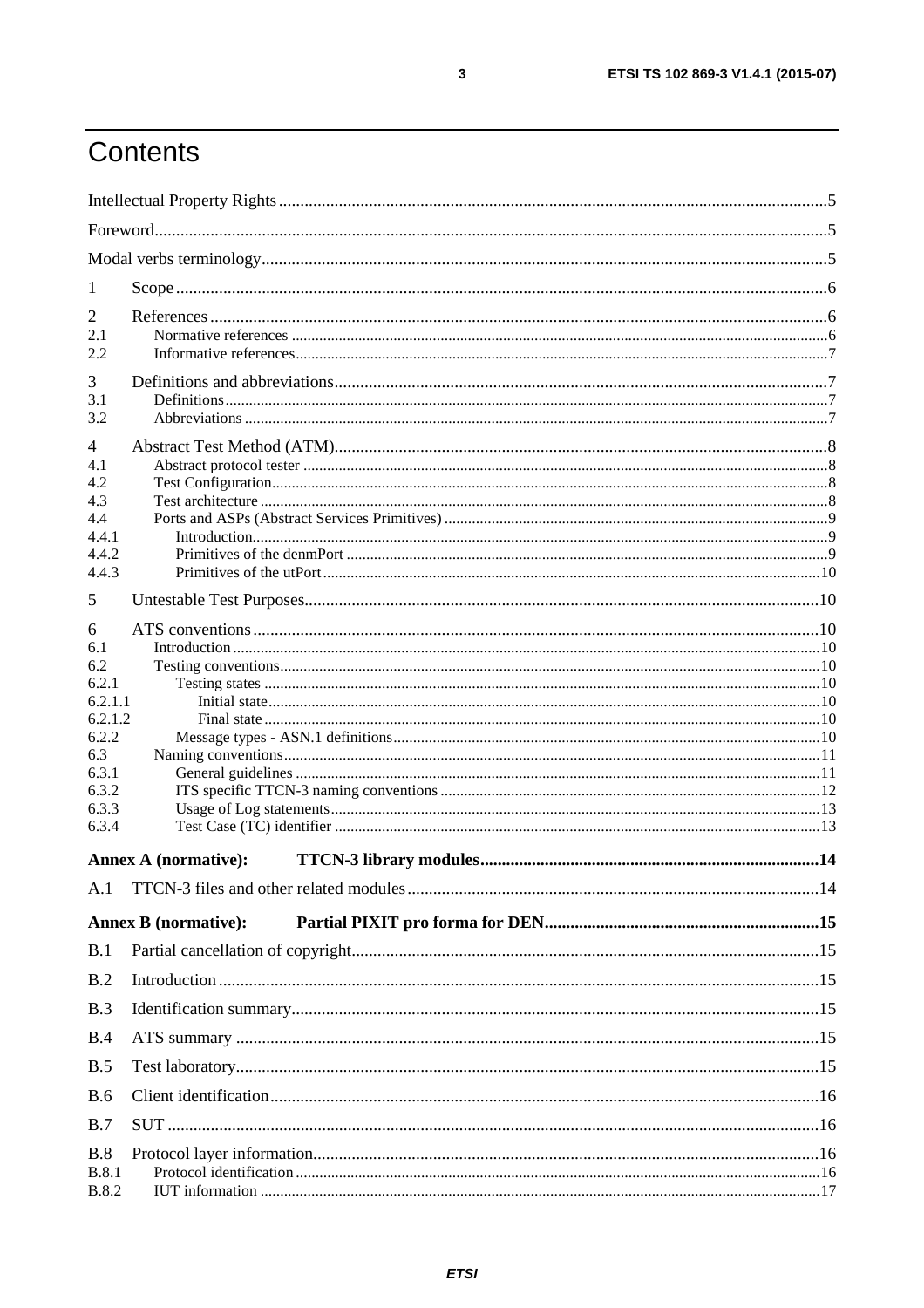# Contents

Intellectual Property Rights .....5

Foreword .....5

Modal verbs terminology .....5

1 Scope .....6

2 References .....6

2.1 Normative references .....6

2.2 Informative references .....7

3 Definitions and abbreviations .....7

3.1 Definitions .....7

3.2 Abbreviations .....7

4 Abstract Test Method (ATM) .....8

4.1 Abstract protocol tester .....8

4.2 Test Configuration .....8

4.3 Test architecture .....8

4.4 Ports and ASPs (Abstract Services Primitives) .....9

4.4.1 Introduction .....9

4.4.2 Primitives of the denmPort .....9

4.4.3 Primitives of the utPort .....10

5 Untestable Test Purposes .....10

6 ATS conventions .....10

6.1 Introduction .....10

6.2 Testing conventions .....10

6.2.1 Testing states .....10

6.2.1.1 Initial state .....10

6.2.1.2 Final state .....10

6.2.2 Message types - ASN.1 definitions .....10

6.3 Naming conventions .....11

6.3.1 General guidelines .....11

6.3.2 ITS specific TTCN-3 naming conventions .....12

6.3.3 Usage of Log statements .....13

6.3.4 Test Case (TC) identifier .....13

**Annex A (normative): TTCN-3 library modules .....14**

A.1 TTCN-3 files and other related modules .....14

**Annex B (normative): Partial PIXIT pro forma for DEN .....15**

B.1 Partial cancellation of copyright .....15

B.2 Introduction .....15

B.3 Identification summary .....15

B.4 ATS summary .....15

B.5 Test laboratory .....15

B.6 Client identification .....16

B.7 SUT .....16

B.8 Protocol layer information .....16

B.8.1 Protocol identification .....16

B.8.2 IUT information .....17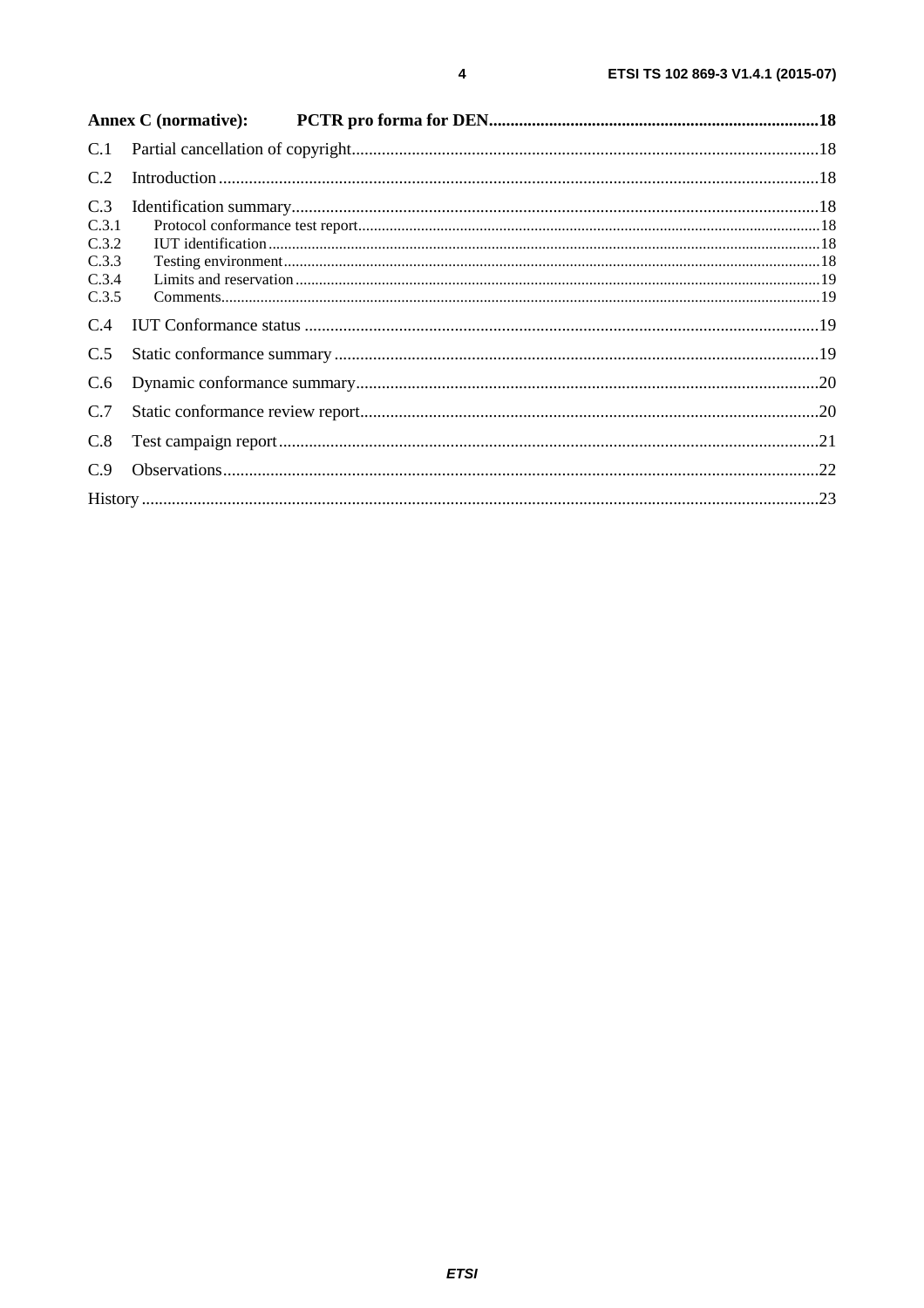**Annex C (normative): PCTR pro forma for DEN** .......... 18

C.1 Partial cancellation of copyright .......... 18

C.2 Introduction .......... 18

C.3 Identification summary .......... 18

C.3.1 Protocol conformance test report .......... 18

C.3.2 IUT identification .......... 18

C.3.3 Testing environment .......... 18

C.3.4 Limits and reservation .......... 19

C.3.5 Comments .......... 19

C.4 IUT Conformance status .......... 19

C.5 Static conformance summary .......... 19

C.6 Dynamic conformance summary .......... 20

C.7 Static conformance review report .......... 20

C.8 Test campaign report .......... 21

C.9 Observations .......... 22

History .......... 23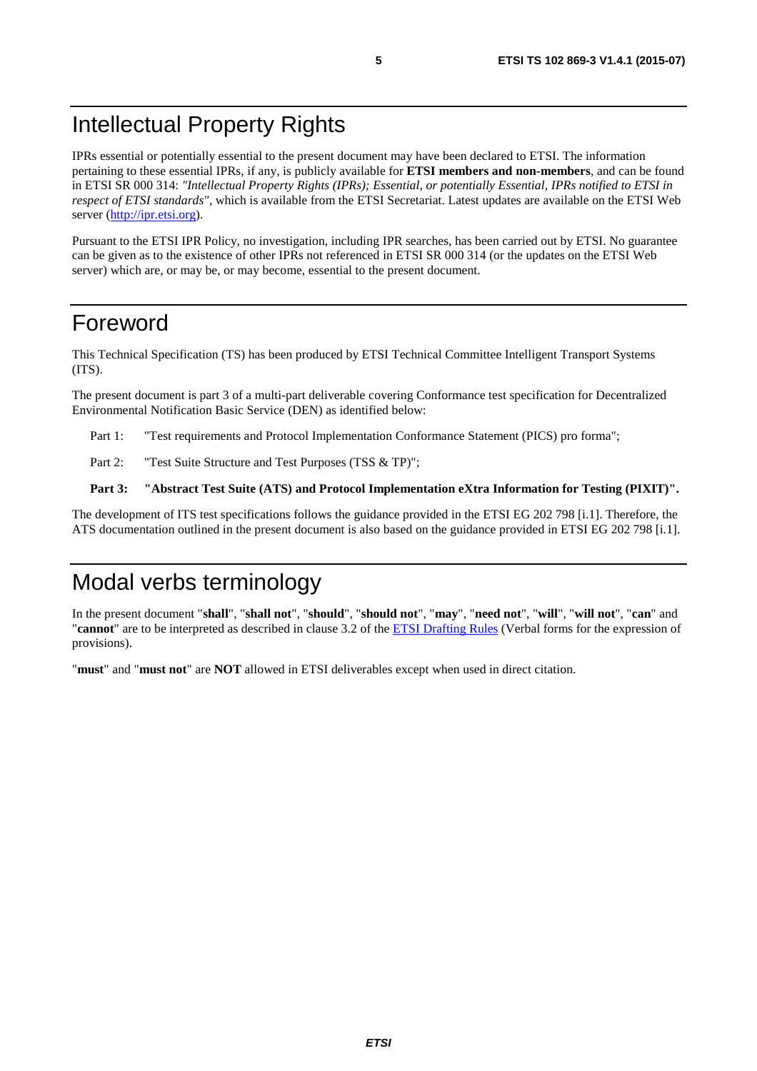# Intellectual Property Rights

IPRs essential or potentially essential to the present document may have been declared to ETSI. The information pertaining to these essential IPRs, if any, is publicly available for **ETSI members and non-members**, and can be found in ETSI SR 000 314: *"Intellectual Property Rights (IPRs); Essential, or potentially Essential, IPRs notified to ETSI in respect of ETSI standards"*, which is available from the ETSI Secretariat. Latest updates are available on the ETSI Web server (http://ipr.etsi.org).

Pursuant to the ETSI IPR Policy, no investigation, including IPR searches, has been carried out by ETSI. No guarantee can be given as to the existence of other IPRs not referenced in ETSI SR 000 314 (or the updates on the ETSI Web server) which are, or may be, or may become, essential to the present document.

# Foreword

This Technical Specification (TS) has been produced by ETSI Technical Committee Intelligent Transport Systems (ITS).

The present document is part 3 of a multi-part deliverable covering Conformance test specification for Decentralized Environmental Notification Basic Service (DEN) as identified below:

Part 1: "Test requirements and Protocol Implementation Conformance Statement (PICS) pro forma";

Part 2: "Test Suite Structure and Test Purposes (TSS & TP)";

**Part 3: "Abstract Test Suite (ATS) and Protocol Implementation eXtra Information for Testing (PIXIT)".**

The development of ITS test specifications follows the guidance provided in the ETSI EG 202 798 [i.1]. Therefore, the ATS documentation outlined in the present document is also based on the guidance provided in ETSI EG 202 798 [i.1].

# Modal verbs terminology

In the present document "**shall**", "**shall not**", "**should**", "**should not**", "**may**", "**need not**", "**will**", "**will not**", "**can**" and "**cannot**" are to be interpreted as described in clause 3.2 of the ETSI Drafting Rules (Verbal forms for the expression of provisions).

"**must**" and "**must not**" are **NOT** allowed in ETSI deliverables except when used in direct citation.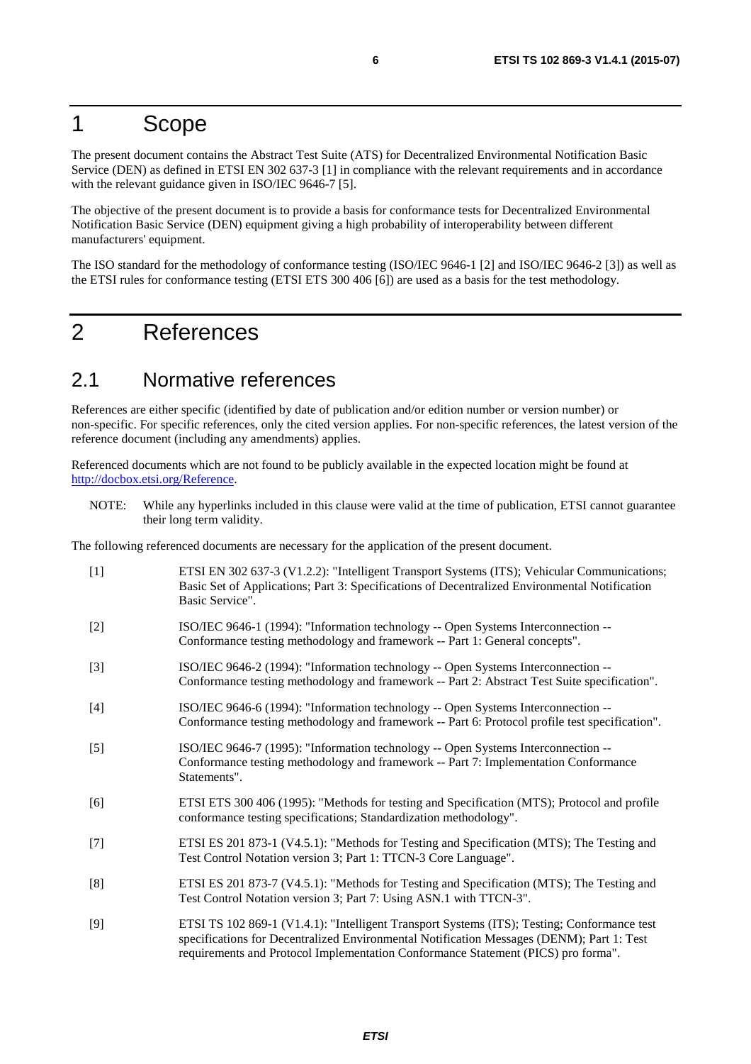# 1 Scope

The present document contains the Abstract Test Suite (ATS) for Decentralized Environmental Notification Basic Service (DEN) as defined in ETSI EN 302 637-3 [1] in compliance with the relevant requirements and in accordance with the relevant guidance given in ISO/IEC 9646-7 [5].

The objective of the present document is to provide a basis for conformance tests for Decentralized Environmental Notification Basic Service (DEN) equipment giving a high probability of interoperability between different manufacturers' equipment.

The ISO standard for the methodology of conformance testing (ISO/IEC 9646-1 [2] and ISO/IEC 9646-2 [3]) as well as the ETSI rules for conformance testing (ETSI ETS 300 406 [6]) are used as a basis for the test methodology.

# 2 References

## 2.1 Normative references

References are either specific (identified by date of publication and/or edition number or version number) or non-specific. For specific references, only the cited version applies. For non-specific references, the latest version of the reference document (including any amendments) applies.

Referenced documents which are not found to be publicly available in the expected location might be found at http://docbox.etsi.org/Reference.

NOTE: While any hyperlinks included in this clause were valid at the time of publication, ETSI cannot guarantee their long term validity.

The following referenced documents are necessary for the application of the present document.

[1] ETSI EN 302 637-3 (V1.2.2): "Intelligent Transport Systems (ITS); Vehicular Communications; Basic Set of Applications; Part 3: Specifications of Decentralized Environmental Notification Basic Service".

[2] ISO/IEC 9646-1 (1994): "Information technology -- Open Systems Interconnection -- Conformance testing methodology and framework -- Part 1: General concepts".

[3] ISO/IEC 9646-2 (1994): "Information technology -- Open Systems Interconnection -- Conformance testing methodology and framework -- Part 2: Abstract Test Suite specification".

[4] ISO/IEC 9646-6 (1994): "Information technology -- Open Systems Interconnection -- Conformance testing methodology and framework -- Part 6: Protocol profile test specification".

[5] ISO/IEC 9646-7 (1995): "Information technology -- Open Systems Interconnection -- Conformance testing methodology and framework -- Part 7: Implementation Conformance Statements".

[6] ETSI ETS 300 406 (1995): "Methods for testing and Specification (MTS); Protocol and profile conformance testing specifications; Standardization methodology".

[7] ETSI ES 201 873-1 (V4.5.1): "Methods for Testing and Specification (MTS); The Testing and Test Control Notation version 3; Part 1: TTCN-3 Core Language".

[8] ETSI ES 201 873-7 (V4.5.1): "Methods for Testing and Specification (MTS); The Testing and Test Control Notation version 3; Part 7: Using ASN.1 with TTCN-3".

[9] ETSI TS 102 869-1 (V1.4.1): "Intelligent Transport Systems (ITS); Testing; Conformance test specifications for Decentralized Environmental Notification Messages (DENM); Part 1: Test requirements and Protocol Implementation Conformance Statement (PICS) pro forma".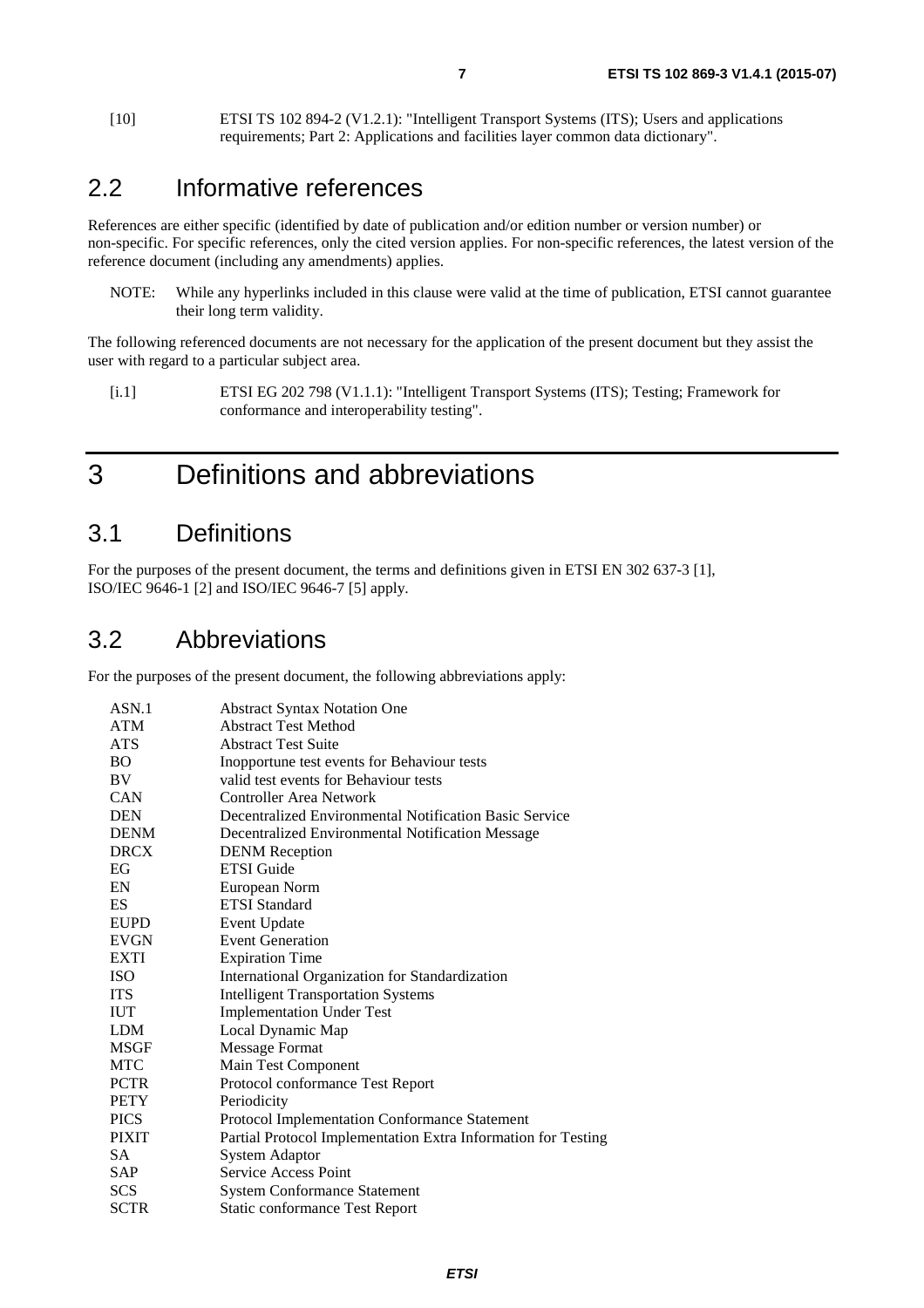[10] ETSI TS 102 894-2 (V1.2.1): "Intelligent Transport Systems (ITS); Users and applications requirements; Part 2: Applications and facilities layer common data dictionary".

## 2.2 Informative references

References are either specific (identified by date of publication and/or edition number or version number) or non-specific. For specific references, only the cited version applies. For non-specific references, the latest version of the reference document (including any amendments) applies.

NOTE: While any hyperlinks included in this clause were valid at the time of publication, ETSI cannot guarantee their long term validity.

The following referenced documents are not necessary for the application of the present document but they assist the user with regard to a particular subject area.

[i.1] ETSI EG 202 798 (V1.1.1): "Intelligent Transport Systems (ITS); Testing; Framework for conformance and interoperability testing".

# 3 Definitions and abbreviations

## 3.1 Definitions

For the purposes of the present document, the terms and definitions given in ETSI EN 302 637-3 [1], ISO/IEC 9646-1 [2] and ISO/IEC 9646-7 [5] apply.

## 3.2 Abbreviations

For the purposes of the present document, the following abbreviations apply:

| | |
|---|---|
| ASN.1 | Abstract Syntax Notation One |
| ATM | Abstract Test Method |
| ATS | Abstract Test Suite |
| BO | Inopportune test events for Behaviour tests |
| BV | valid test events for Behaviour tests |
| CAN | Controller Area Network |
| DEN | Decentralized Environmental Notification Basic Service |
| DENM | Decentralized Environmental Notification Message |
| DRCX | DENM Reception |
| EG | ETSI Guide |
| EN | European Norm |
| ES | ETSI Standard |
| EUPD | Event Update |
| EVGN | Event Generation |
| EXTI | Expiration Time |
| ISO | International Organization for Standardization |
| ITS | Intelligent Transportation Systems |
| IUT | Implementation Under Test |
| LDM | Local Dynamic Map |
| MSGF | Message Format |
| MTC | Main Test Component |
| PCTR | Protocol conformance Test Report |
| PETY | Periodicity |
| PICS | Protocol Implementation Conformance Statement |
| PIXIT | Partial Protocol Implementation Extra Information for Testing |
| SA | System Adaptor |
| SAP | Service Access Point |
| SCS | System Conformance Statement |
| SCTR | Static conformance Test Report |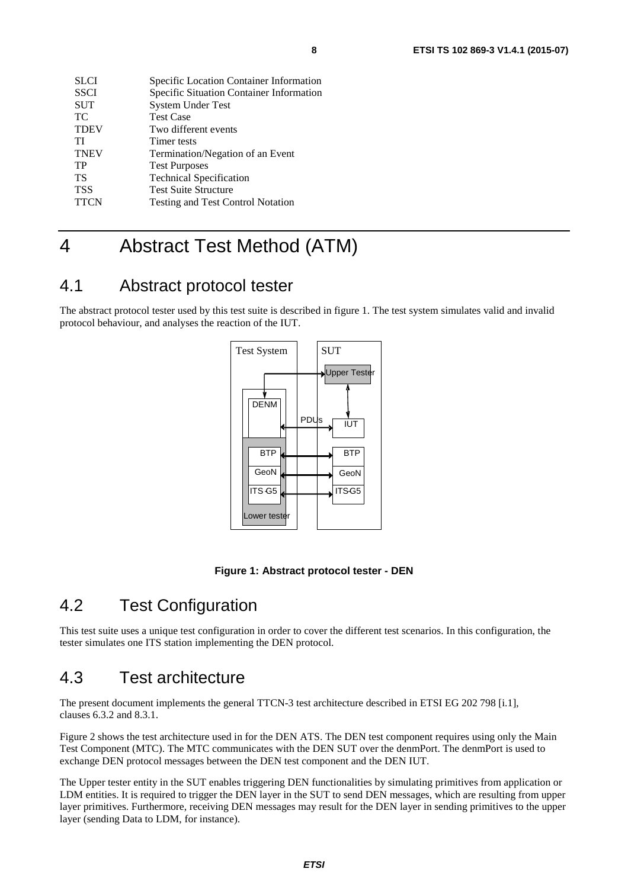| | |
|---|---|
| SLCI | Specific Location Container Information |
| SSCI | Specific Situation Container Information |
| SUT | System Under Test |
| TC | Test Case |
| TDEV | Two different events |
| TI | Timer tests |
| TNEV | Termination/Negation of an Event |
| TP | Test Purposes |
| TS | Technical Specification |
| TSS | Test Suite Structure |
| TTCN | Testing and Test Control Notation |

# 4 Abstract Test Method (ATM)

## 4.1 Abstract protocol tester

The abstract protocol tester used by this test suite is described in figure 1. The test system simulates valid and invalid protocol behaviour, and analyses the reaction of the IUT.

**Figure 1: Abstract protocol tester - DEN**

## 4.2 Test Configuration

This test suite uses a unique test configuration in order to cover the different test scenarios. In this configuration, the tester simulates one ITS station implementing the DEN protocol.

## 4.3 Test architecture

The present document implements the general TTCN-3 test architecture described in ETSI EG 202 798 [i.1], clauses 6.3.2 and 8.3.1.

Figure 2 shows the test architecture used in for the DEN ATS. The DEN test component requires using only the Main Test Component (MTC). The MTC communicates with the DEN SUT over the denmPort. The denmPort is used to exchange DEN protocol messages between the DEN test component and the DEN IUT.

The Upper tester entity in the SUT enables triggering DEN functionalities by simulating primitives from application or LDM entities. It is required to trigger the DEN layer in the SUT to send DEN messages, which are resulting from upper layer primitives. Furthermore, receiving DEN messages may result for the DEN layer in sending primitives to the upper layer (sending Data to LDM, for instance).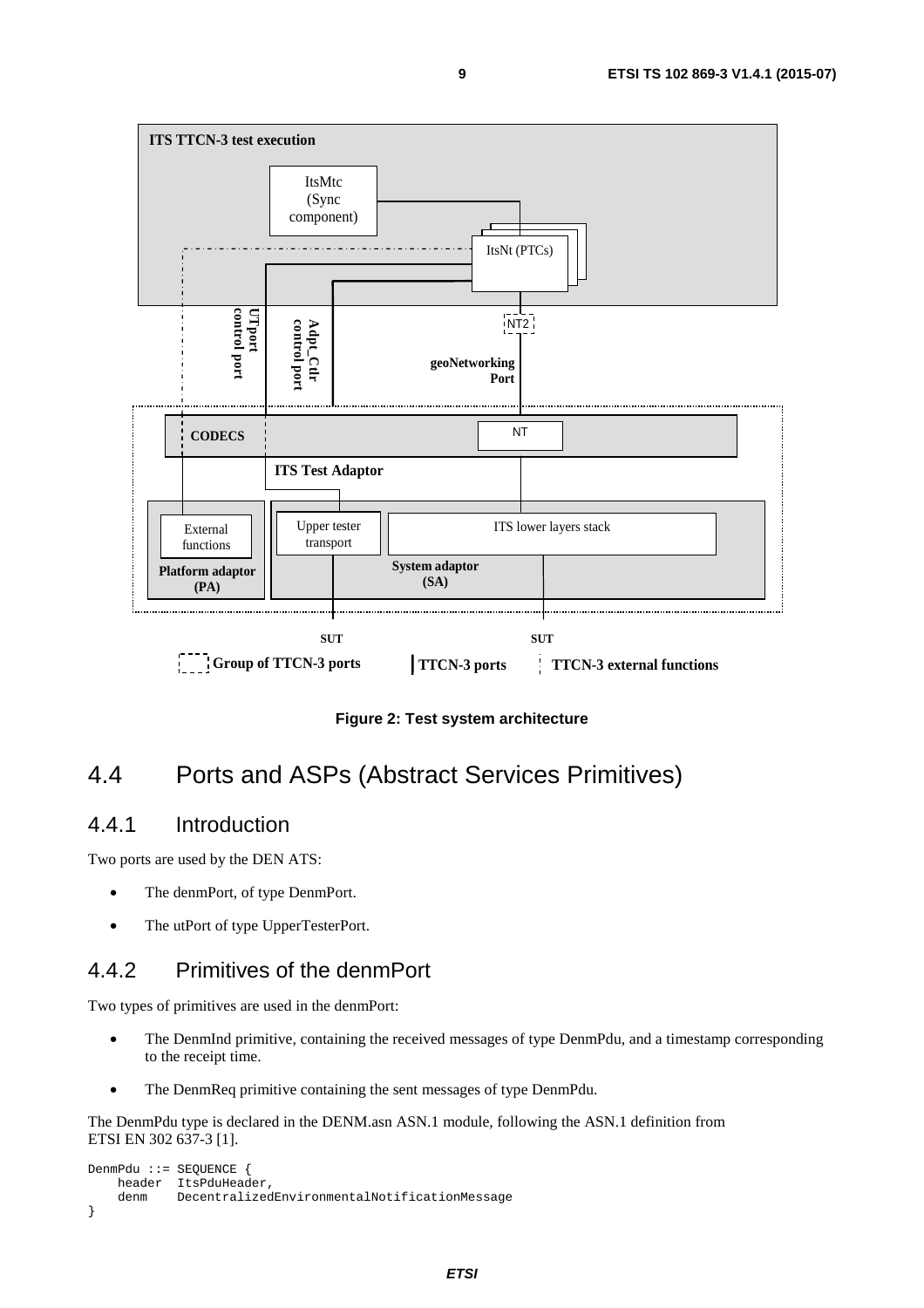**Figure 2: Test system architecture**

## 4.4 Ports and ASPs (Abstract Services Primitives)

### 4.4.1 Introduction

Two ports are used by the DEN ATS:

- The denmPort, of type DenmPort.
- The utPort of type UpperTesterPort.

### 4.4.2 Primitives of the denmPort

Two types of primitives are used in the denmPort:

- The DenmInd primitive, containing the received messages of type DenmPdu, and a timestamp corresponding to the receipt time.
- The DenmReq primitive containing the sent messages of type DenmPdu.

The DenmPdu type is declared in the DENM.asn ASN.1 module, following the ASN.1 definition from ETSI EN 302 637-3 [1].

```
DenmPdu ::= SEQUENCE {
    header  ItsPduHeader,
    denm    DecentralizedEnvironmentalNotificationMessage
}
```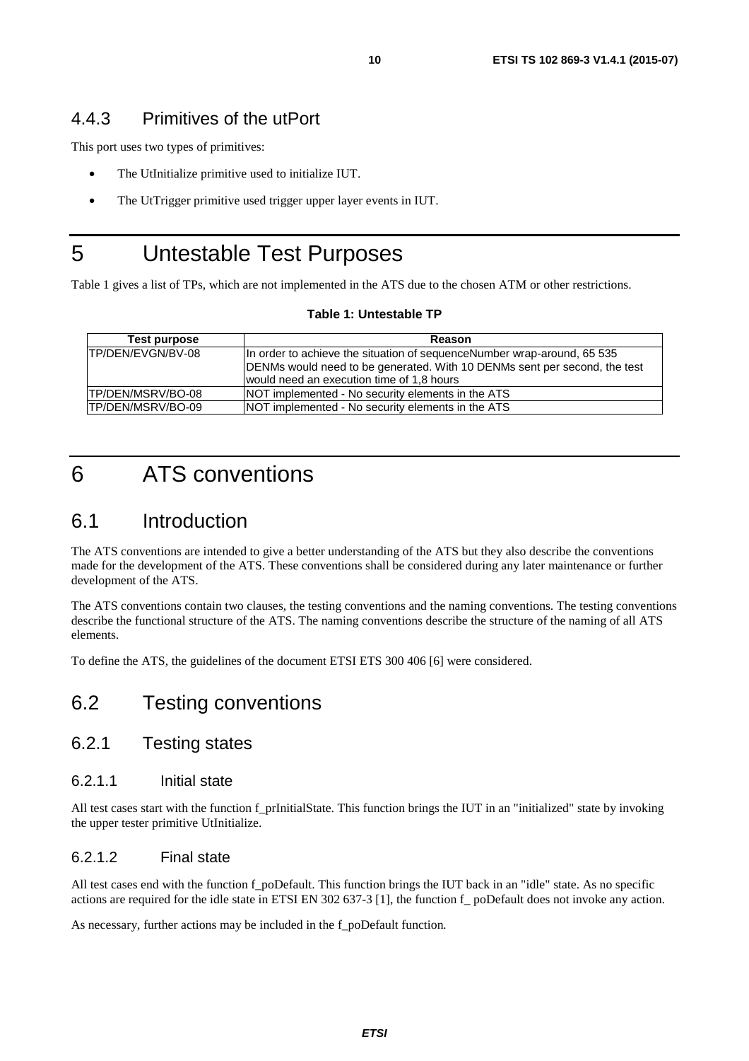### 4.4.3 Primitives of the utPort

This port uses two types of primitives:

- The UtInitialize primitive used to initialize IUT.
- The UtTrigger primitive used trigger upper layer events in IUT.

# 5 Untestable Test Purposes

Table 1 gives a list of TPs, which are not implemented in the ATS due to the chosen ATM or other restrictions.

**Table 1: Untestable TP**

| Test purpose | Reason |
| --- | --- |
| TP/DEN/EVGN/BV-08 | In order to achieve the situation of sequenceNumber wrap-around, 65 535 DENMs would need to be generated. With 10 DENMs sent per second, the test would need an execution time of 1,8 hours |
| TP/DEN/MSRV/BO-08 | NOT implemented - No security elements in the ATS |
| TP/DEN/MSRV/BO-09 | NOT implemented - No security elements in the ATS |

# 6 ATS conventions

## 6.1 Introduction

The ATS conventions are intended to give a better understanding of the ATS but they also describe the conventions made for the development of the ATS. These conventions shall be considered during any later maintenance or further development of the ATS.

The ATS conventions contain two clauses, the testing conventions and the naming conventions. The testing conventions describe the functional structure of the ATS. The naming conventions describe the structure of the naming of all ATS elements.

To define the ATS, the guidelines of the document ETSI ETS 300 406 [6] were considered.

## 6.2 Testing conventions

### 6.2.1 Testing states

#### 6.2.1.1 Initial state

All test cases start with the function f_prInitialState. This function brings the IUT in an "initialized" state by invoking the upper tester primitive UtInitialize.

#### 6.2.1.2 Final state

All test cases end with the function f_poDefault. This function brings the IUT back in an "idle" state. As no specific actions are required for the idle state in ETSI EN 302 637-3 [1], the function f_ poDefault does not invoke any action.

As necessary, further actions may be included in the f_poDefault function.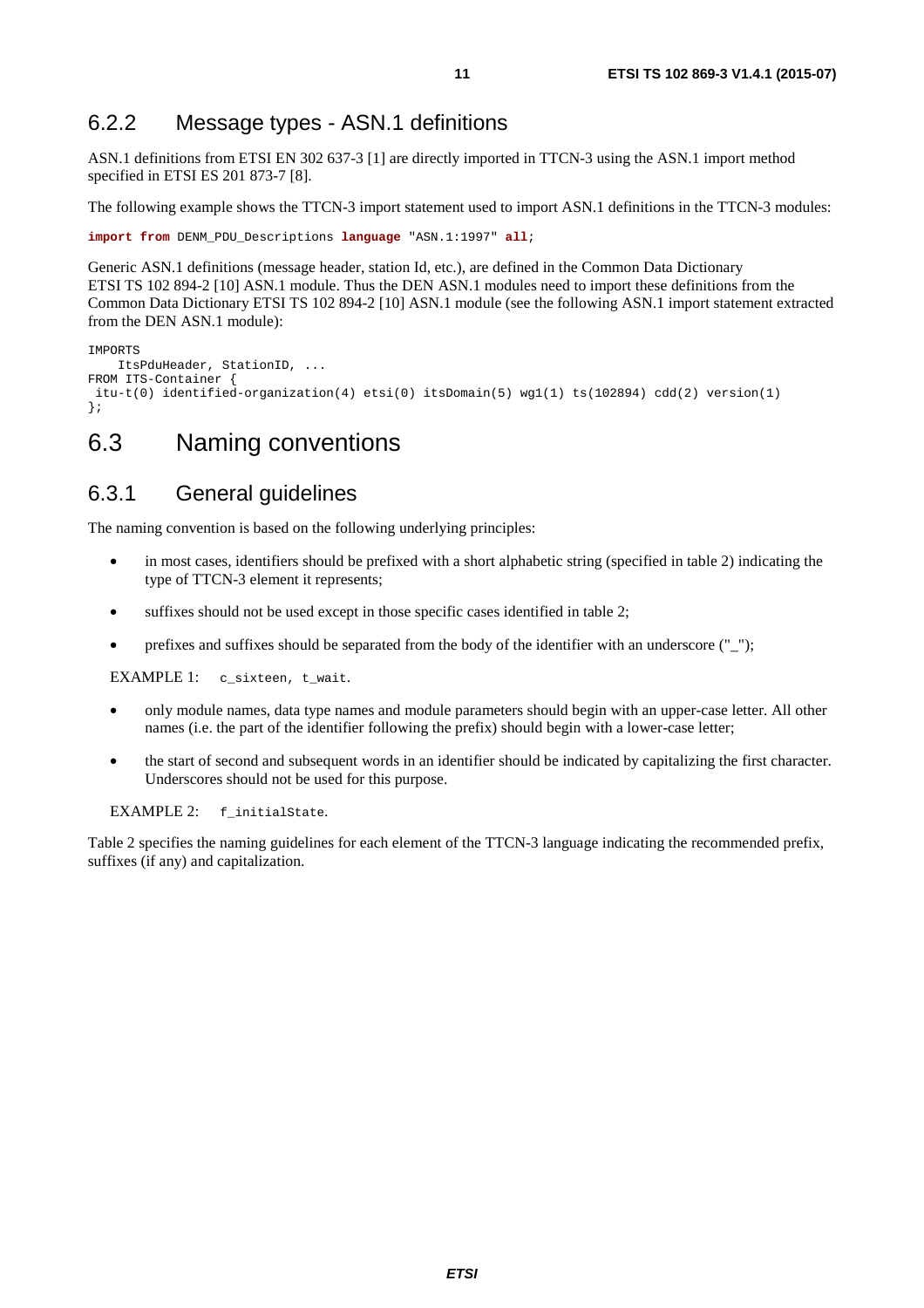### 6.2.2 Message types - ASN.1 definitions

ASN.1 definitions from ETSI EN 302 637-3 [1] are directly imported in TTCN-3 using the ASN.1 import method specified in ETSI ES 201 873-7 [8].

The following example shows the TTCN-3 import statement used to import ASN.1 definitions in the TTCN-3 modules:

```
import from DENM_PDU_Descriptions language "ASN.1:1997" all;
```

Generic ASN.1 definitions (message header, station Id, etc.), are defined in the Common Data Dictionary ETSI TS 102 894-2 [10] ASN.1 module. Thus the DEN ASN.1 modules need to import these definitions from the Common Data Dictionary ETSI TS 102 894-2 [10] ASN.1 module (see the following ASN.1 import statement extracted from the DEN ASN.1 module):

```
IMPORTS
    ItsPduHeader, StationID, ...
FROM ITS-Container {
 itu-t(0) identified-organization(4) etsi(0) itsDomain(5) wg1(1) ts(102894) cdd(2) version(1)
};
```

## 6.3 Naming conventions

### 6.3.1 General guidelines

The naming convention is based on the following underlying principles:

- in most cases, identifiers should be prefixed with a short alphabetic string (specified in table 2) indicating the type of TTCN-3 element it represents;
- suffixes should not be used except in those specific cases identified in table 2;
- prefixes and suffixes should be separated from the body of the identifier with an underscore ("_");

EXAMPLE 1: `c_sixteen`, `t_wait`.

- only module names, data type names and module parameters should begin with an upper-case letter. All other names (i.e. the part of the identifier following the prefix) should begin with a lower-case letter;
- the start of second and subsequent words in an identifier should be indicated by capitalizing the first character. Underscores should not be used for this purpose.

EXAMPLE 2: `f_initialState`.

Table 2 specifies the naming guidelines for each element of the TTCN-3 language indicating the recommended prefix, suffixes (if any) and capitalization.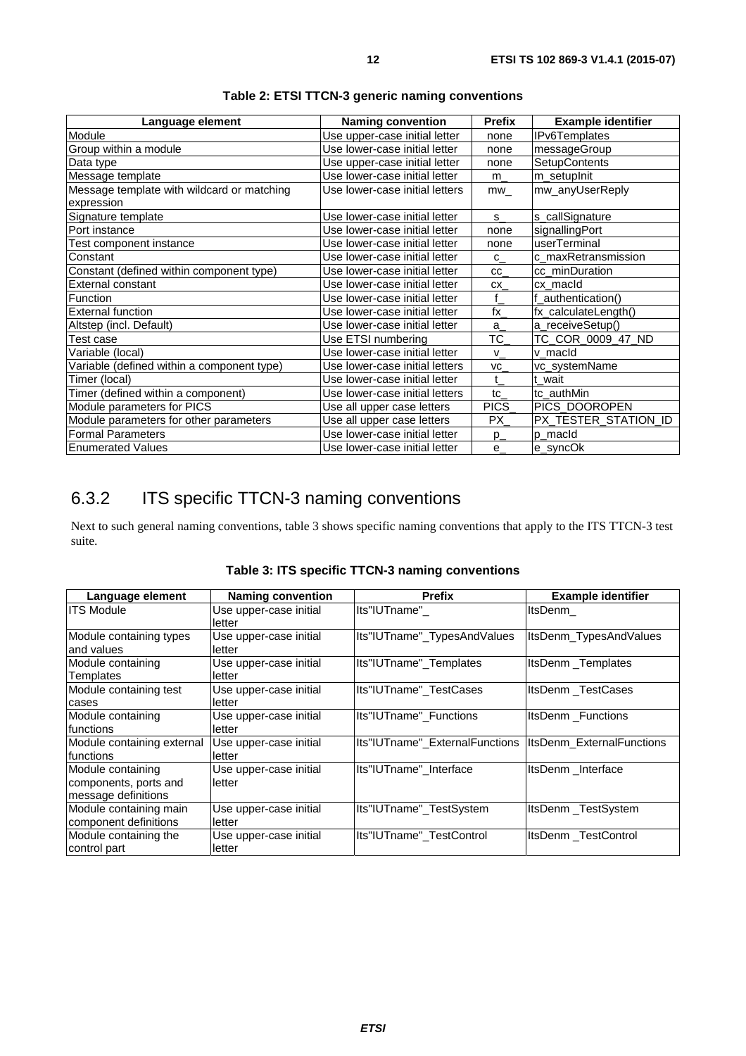**Table 2: ETSI TTCN-3 generic naming conventions**

| Language element | Naming convention | Prefix | Example identifier |
|---|---|---|---|
| Module | Use upper-case initial letter | none | IPv6Templates |
| Group within a module | Use lower-case initial letter | none | messageGroup |
| Data type | Use upper-case initial letter | none | SetupContents |
| Message template | Use lower-case initial letter | m_ | m_setupInit |
| Message template with wildcard or matching expression | Use lower-case initial letters | mw_ | mw_anyUserReply |
| Signature template | Use lower-case initial letter | s_ | s_callSignature |
| Port instance | Use lower-case initial letter | none | signallingPort |
| Test component instance | Use lower-case initial letter | none | userTerminal |
| Constant | Use lower-case initial letter | c_ | c_maxRetransmission |
| Constant (defined within component type) | Use lower-case initial letter | cc_ | cc_minDuration |
| External constant | Use lower-case initial letter | cx_ | cx_macId |
| Function | Use lower-case initial letter | f_ | f_authentication() |
| External function | Use lower-case initial letter | fx_ | fx_calculateLength() |
| Altstep (incl. Default) | Use lower-case initial letter | a_ | a_receiveSetup() |
| Test case | Use ETSI numbering | TC_ | TC_COR_0009_47_ND |
| Variable (local) | Use lower-case initial letter | v_ | v_macId |
| Variable (defined within a component type) | Use lower-case initial letters | vc_ | vc_systemName |
| Timer (local) | Use lower-case initial letter | t_ | t_wait |
| Timer (defined within a component) | Use lower-case initial letters | tc_ | tc_authMin |
| Module parameters for PICS | Use all upper case letters | PICS_ | PICS_DOOROPEN |
| Module parameters for other parameters | Use all upper case letters | PX_ | PX_TESTER_STATION_ID |
| Formal Parameters | Use lower-case initial letter | p_ | p_macId |
| Enumerated Values | Use lower-case initial letter | e_ | e_syncOk |

## 6.3.2 ITS specific TTCN-3 naming conventions

Next to such general naming conventions, table 3 shows specific naming conventions that apply to the ITS TTCN-3 test suite.

**Table 3: ITS specific TTCN-3 naming conventions**

| Language element | Naming convention | Prefix | Example identifier |
|---|---|---|---|
| ITS Module | Use upper-case initial letter | Its"IUTname"_ | ItsDenm_ |
| Module containing types and values | Use upper-case initial letter | Its"IUTname"_TypesAndValues | ItsDenm_TypesAndValues |
| Module containing Templates | Use upper-case initial letter | Its"IUTname"_Templates | ItsDenm _Templates |
| Module containing test cases | Use upper-case initial letter | Its"IUTname"_TestCases | ItsDenm _TestCases |
| Module containing functions | Use upper-case initial letter | Its"IUTname"_Functions | ItsDenm _Functions |
| Module containing external functions | Use upper-case initial letter | Its"IUTname"_ExternalFunctions | ItsDenm_ExternalFunctions |
| Module containing components, ports and message definitions | Use upper-case initial letter | Its"IUTname"_Interface | ItsDenm _Interface |
| Module containing main component definitions | Use upper-case initial letter | Its"IUTname"_TestSystem | ItsDenm _TestSystem |
| Module containing the control part | Use upper-case initial letter | Its"IUTname"_TestControl | ItsDenm _TestControl |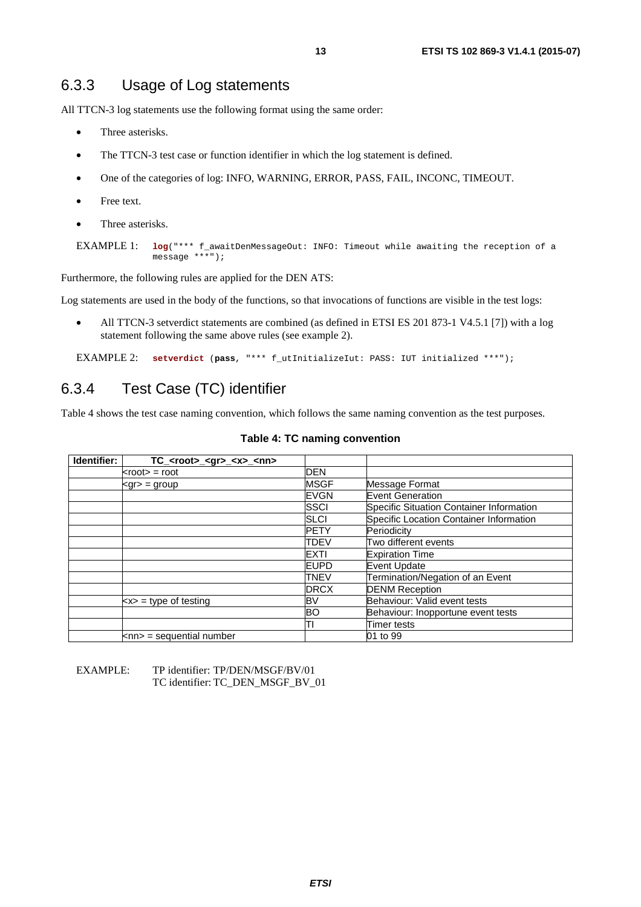### 6.3.3 Usage of Log statements

All TTCN-3 log statements use the following format using the same order:

- Three asterisks.
- The TTCN-3 test case or function identifier in which the log statement is defined.
- One of the categories of log: INFO, WARNING, ERROR, PASS, FAIL, INCONC, TIMEOUT.
- Free text.
- Three asterisks.

EXAMPLE 1:
```
log("*** f_awaitDenMessageOut: INFO: Timeout while awaiting the reception of a message ***");
```

Furthermore, the following rules are applied for the DEN ATS:

Log statements are used in the body of the functions, so that invocations of functions are visible in the test logs:

- All TTCN-3 setverdict statements are combined (as defined in ETSI ES 201 873-1 V4.5.1 [7]) with a log statement following the same above rules (see example 2).

EXAMPLE 2:
```
setverdict (pass, "*** f_utInitializeIut: PASS: IUT initialized ***");
```

### 6.3.4 Test Case (TC) identifier

Table 4 shows the test case naming convention, which follows the same naming convention as the test purposes.

**Table 4: TC naming convention**

| Identifier: | TC_<root>_<gr>_<x>_<nn> | | |
|---|---|---|---|
| | <root> = root | DEN | |
| | <gr> = group | MSGF | Message Format |
| | | EVGN | Event Generation |
| | | SSCI | Specific Situation Container Information |
| | | SLCI | Specific Location Container Information |
| | | PETY | Periodicity |
| | | TDEV | Two different events |
| | | EXTI | Expiration Time |
| | | EUPD | Event Update |
| | | TNEV | Termination/Negation of an Event |
| | | DRCX | DENM Reception |
| | <x> = type of testing | BV | Behaviour: Valid event tests |
| | | BO | Behaviour: Inopportune event tests |
| | | TI | Timer tests |
| | <nn> = sequential number | | 01 to 99 |

EXAMPLE: TP identifier: TP/DEN/MSGF/BV/01
TC identifier: TC_DEN_MSGF_BV_01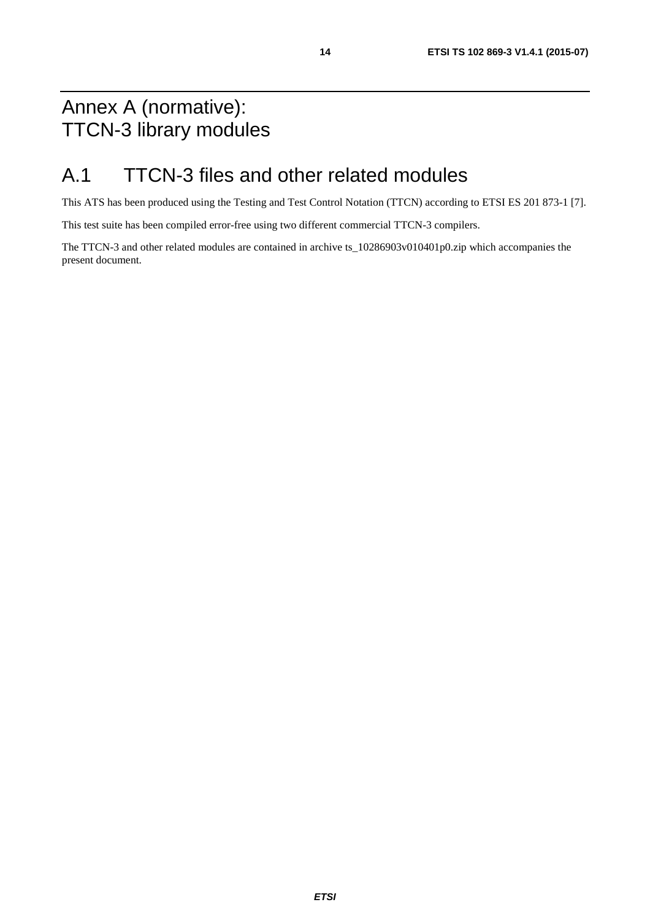# Annex A (normative): TTCN-3 library modules

## A.1 TTCN-3 files and other related modules

This ATS has been produced using the Testing and Test Control Notation (TTCN) according to ETSI ES 201 873-1 [7].

This test suite has been compiled error-free using two different commercial TTCN-3 compilers.

The TTCN-3 and other related modules are contained in archive ts_10286903v010401p0.zip which accompanies the present document.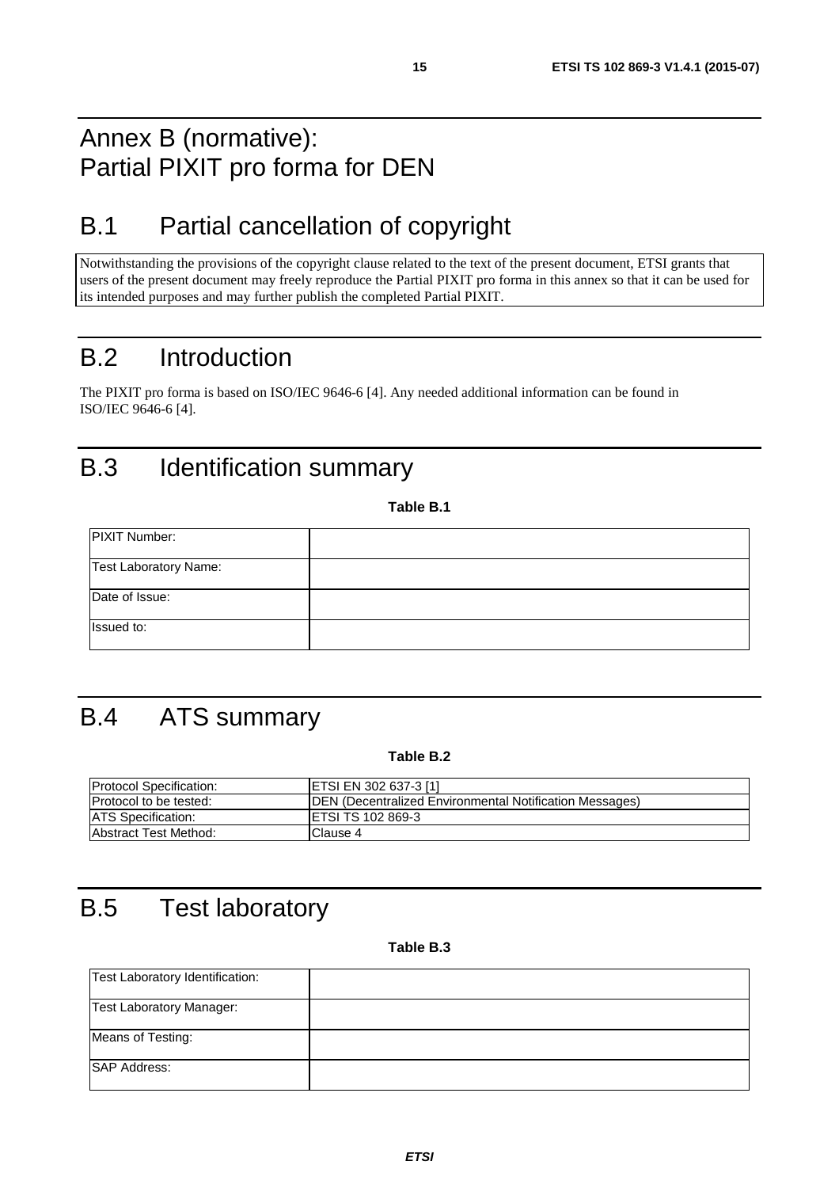# Annex B (normative): Partial PIXIT pro forma for DEN

## B.1 Partial cancellation of copyright

Notwithstanding the provisions of the copyright clause related to the text of the present document, ETSI grants that users of the present document may freely reproduce the Partial PIXIT pro forma in this annex so that it can be used for its intended purposes and may further publish the completed Partial PIXIT.

## B.2 Introduction

The PIXIT pro forma is based on ISO/IEC 9646-6 [4]. Any needed additional information can be found in ISO/IEC 9646-6 [4].

## B.3 Identification summary

**Table B.1**

| | |
|---|---|
| PIXIT Number: | |
| Test Laboratory Name: | |
| Date of Issue: | |
| Issued to: | |

## B.4 ATS summary

**Table B.2**

| | |
|---|---|
| Protocol Specification: | ETSI EN 302 637-3 [1] |
| Protocol to be tested: | DEN (Decentralized Environmental Notification Messages) |
| ATS Specification: | ETSI TS 102 869-3 |
| Abstract Test Method: | Clause 4 |

## B.5 Test laboratory

**Table B.3**

| | |
|---|---|
| Test Laboratory Identification: | |
| Test Laboratory Manager: | |
| Means of Testing: | |
| SAP Address: | |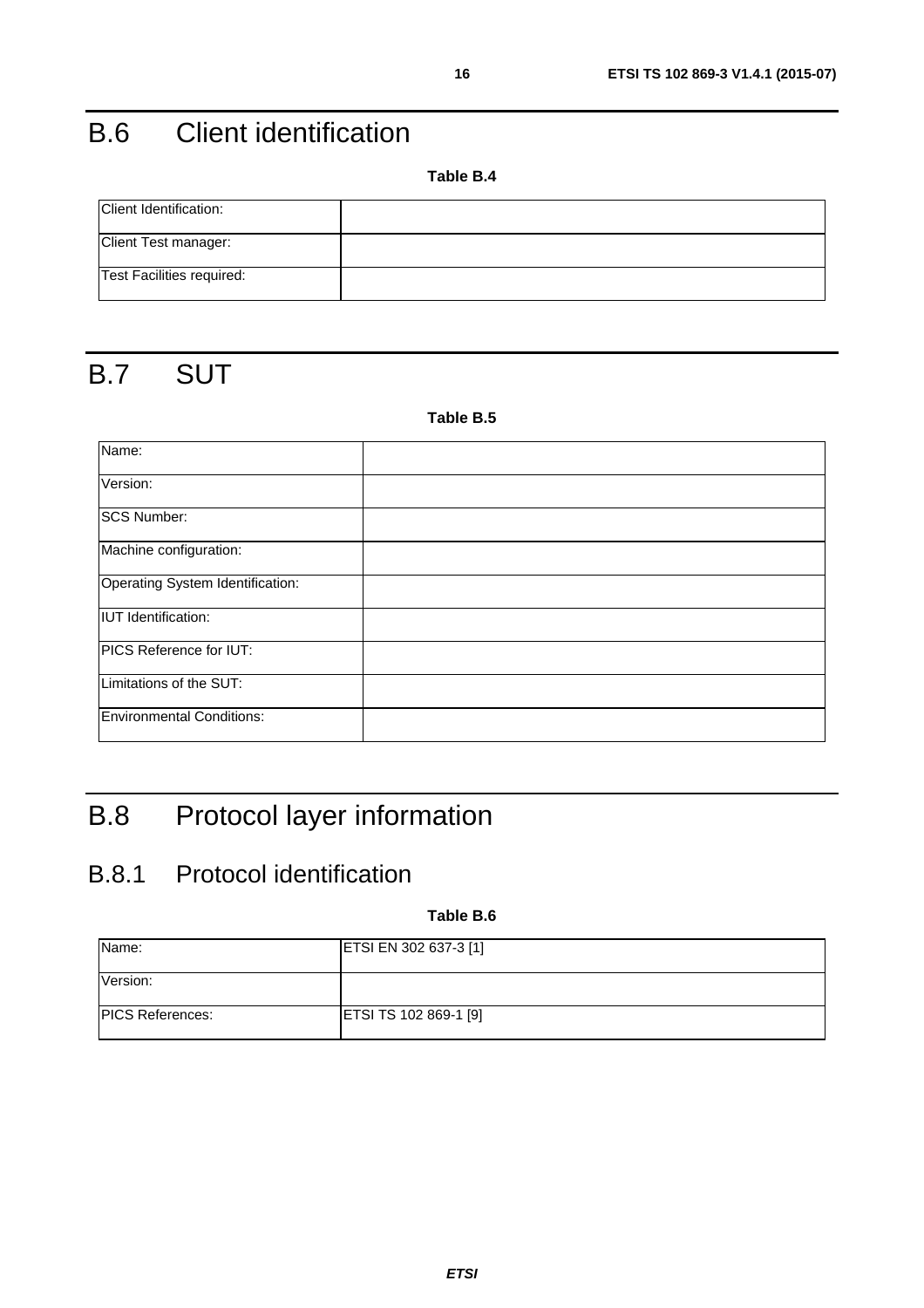# B.6 Client identification

**Table B.4**

| | |
|---|---|
| Client Identification: | |
| Client Test manager: | |
| Test Facilities required: | |

# B.7 SUT

**Table B.5**

| | |
|---|---|
| Name: | |
| Version: | |
| SCS Number: | |
| Machine configuration: | |
| Operating System Identification: | |
| IUT Identification: | |
| PICS Reference for IUT: | |
| Limitations of the SUT: | |
| Environmental Conditions: | |

# B.8 Protocol layer information

## B.8.1 Protocol identification

**Table B.6**

| | |
|---|---|
| Name: | ETSI EN 302 637-3 [1] |
| Version: | |
| PICS References: | ETSI TS 102 869-1 [9] |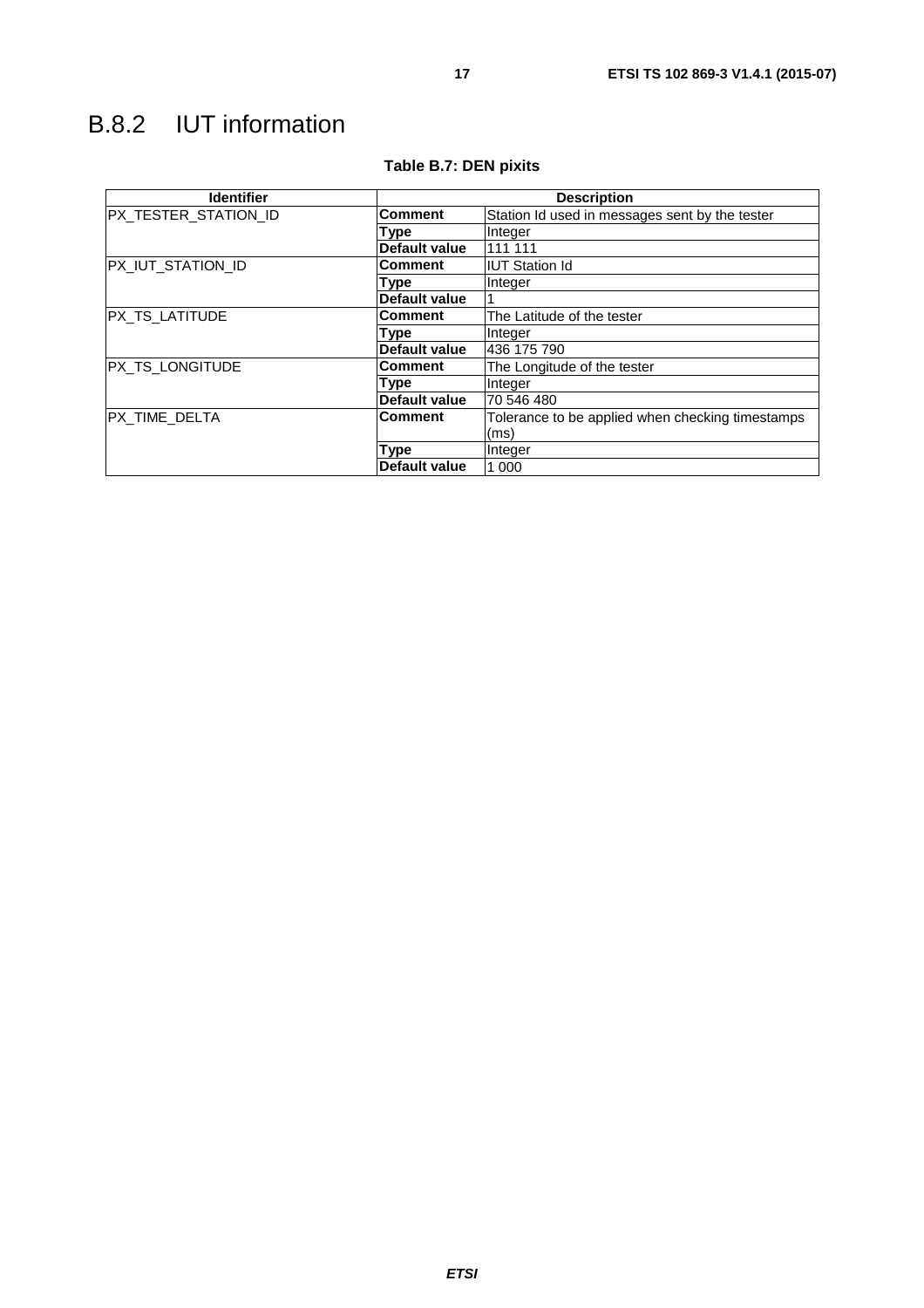## B.8.2 IUT information

**Table B.7: DEN pixits**

| Identifier | Description | |
|---|---|---|
| PX_TESTER_STATION_ID | **Comment** | Station Id used in messages sent by the tester |
| | **Type** | Integer |
| | **Default value** | 111 111 |
| PX_IUT_STATION_ID | **Comment** | IUT Station Id |
| | **Type** | Integer |
| | **Default value** | 1 |
| PX_TS_LATITUDE | **Comment** | The Latitude of the tester |
| | **Type** | Integer |
| | **Default value** | 436 175 790 |
| PX_TS_LONGITUDE | **Comment** | The Longitude of the tester |
| | **Type** | Integer |
| | **Default value** | 70 546 480 |
| PX_TIME_DELTA | **Comment** | Tolerance to be applied when checking timestamps (ms) |
| | **Type** | Integer |
| | **Default value** | 1 000 |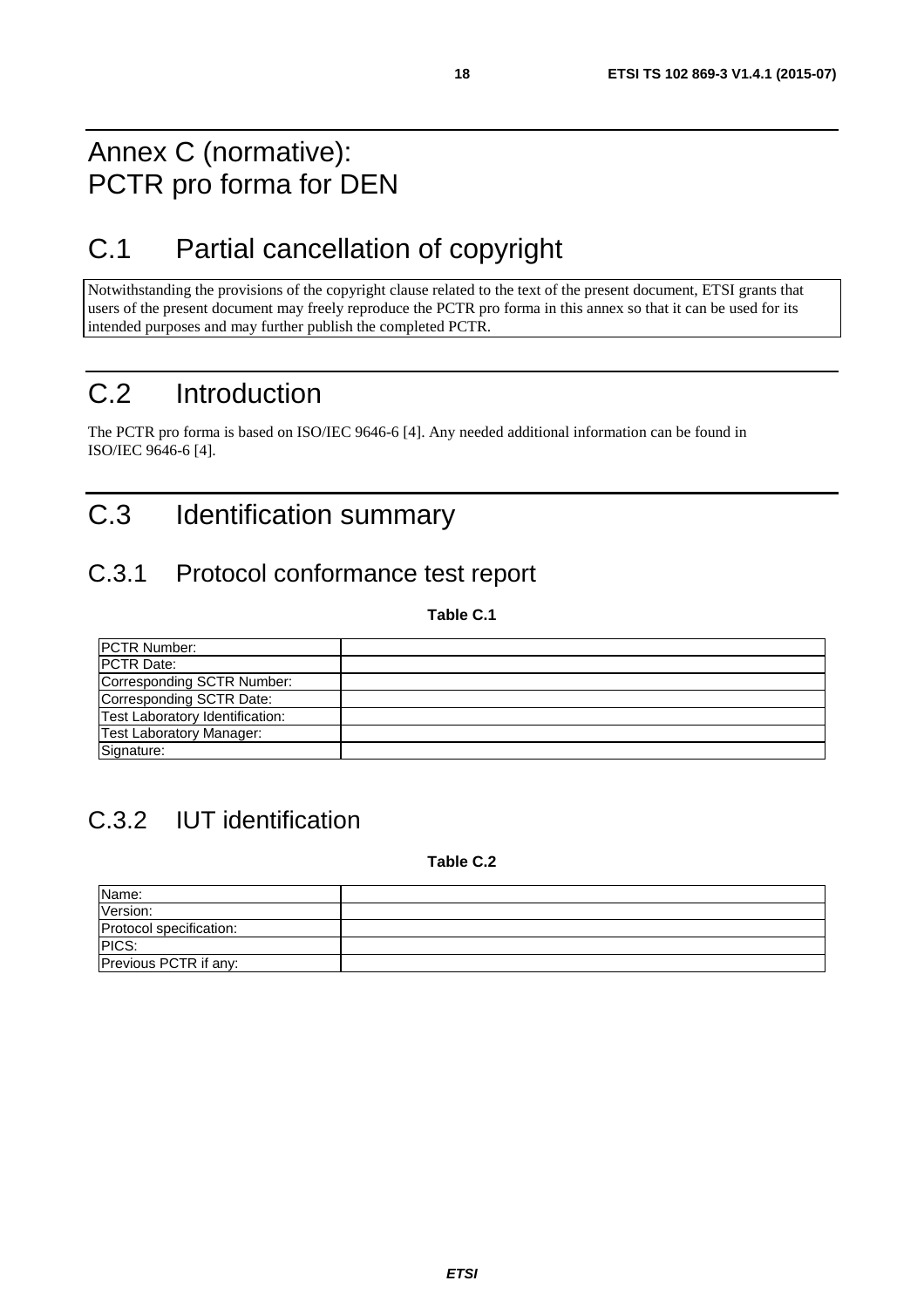# Annex C (normative): PCTR pro forma for DEN

# C.1 Partial cancellation of copyright

Notwithstanding the provisions of the copyright clause related to the text of the present document, ETSI grants that users of the present document may freely reproduce the PCTR pro forma in this annex so that it can be used for its intended purposes and may further publish the completed PCTR.

# C.2 Introduction

The PCTR pro forma is based on ISO/IEC 9646-6 [4]. Any needed additional information can be found in ISO/IEC 9646-6 [4].

# C.3 Identification summary

## C.3.1 Protocol conformance test report

**Table C.1**

| | |
|---|---|
| PCTR Number: | |
| PCTR Date: | |
| Corresponding SCTR Number: | |
| Corresponding SCTR Date: | |
| Test Laboratory Identification: | |
| Test Laboratory Manager: | |
| Signature: | |

## C.3.2 IUT identification

**Table C.2**

| | |
|---|---|
| Name: | |
| Version: | |
| Protocol specification: | |
| PICS: | |
| Previous PCTR if any: | |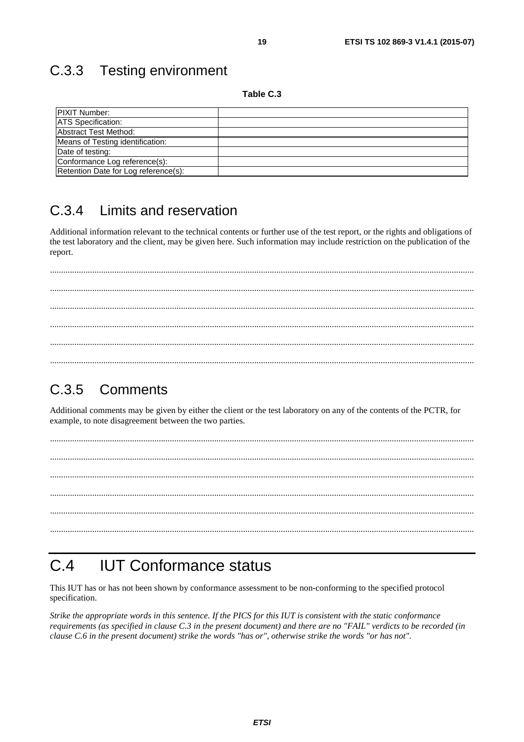## C.3.3 Testing environment

**Table C.3**

| | |
|---|---|
| PIXIT Number: | |
| ATS Specification: | |
| Abstract Test Method: | |
| Means of Testing identification: | |
| Date of testing: | |
| Conformance Log reference(s): | |
| Retention Date for Log reference(s): | |

## C.3.4 Limits and reservation

Additional information relevant to the technical contents or further use of the test report, or the rights and obligations of the test laboratory and the client, may be given here. Such information may include restriction on the publication of the report.

..........................................................................................................................................................................

..........................................................................................................................................................................

..........................................................................................................................................................................

..........................................................................................................................................................................

..........................................................................................................................................................................

..........................................................................................................................................................................

## C.3.5 Comments

Additional comments may be given by either the client or the test laboratory on any of the contents of the PCTR, for example, to note disagreement between the two parties.

..........................................................................................................................................................................

..........................................................................................................................................................................

..........................................................................................................................................................................

..........................................................................................................................................................................

..........................................................................................................................................................................

..........................................................................................................................................................................

# C.4 IUT Conformance status

This IUT has or has not been shown by conformance assessment to be non-conforming to the specified protocol specification.

*Strike the appropriate words in this sentence. If the PICS for this IUT is consistent with the static conformance requirements (as specified in clause C.3 in the present document) and there are no "FAIL" verdicts to be recorded (in clause C.6 in the present document) strike the words "has or", otherwise strike the words "or has not".*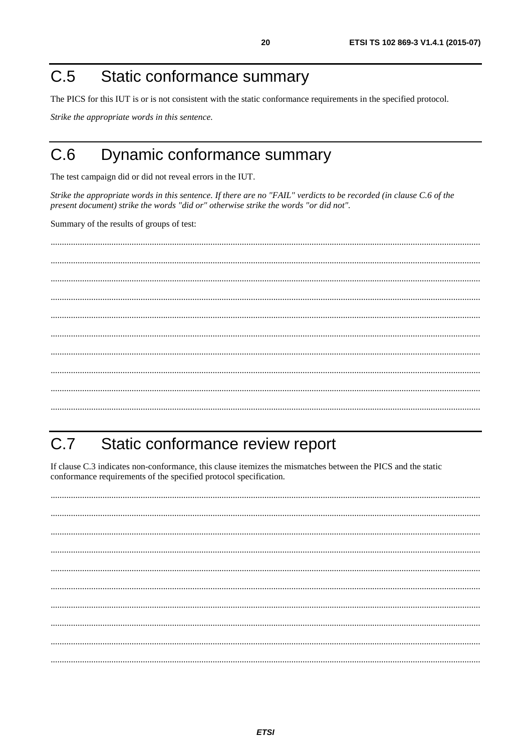# C.5 Static conformance summary

The PICS for this IUT is or is not consistent with the static conformance requirements in the specified protocol.

*Strike the appropriate words in this sentence.*

# C.6 Dynamic conformance summary

The test campaign did or did not reveal errors in the IUT.

*Strike the appropriate words in this sentence. If there are no "FAIL" verdicts to be recorded (in clause C.6 of the present document) strike the words "did or" otherwise strike the words "or did not".*

Summary of the results of groups of test:

............................................................................................................................................................................................

............................................................................................................................................................................................

............................................................................................................................................................................................

............................................................................................................................................................................................

............................................................................................................................................................................................

............................................................................................................................................................................................

............................................................................................................................................................................................

............................................................................................................................................................................................

............................................................................................................................................................................................

............................................................................................................................................................................................

# C.7 Static conformance review report

If clause C.3 indicates non-conformance, this clause itemizes the mismatches between the PICS and the static conformance requirements of the specified protocol specification.

............................................................................................................................................................................................

............................................................................................................................................................................................

............................................................................................................................................................................................

............................................................................................................................................................................................

............................................................................................................................................................................................

............................................................................................................................................................................................

............................................................................................................................................................................................

............................................................................................................................................................................................

............................................................................................................................................................................................

............................................................................................................................................................................................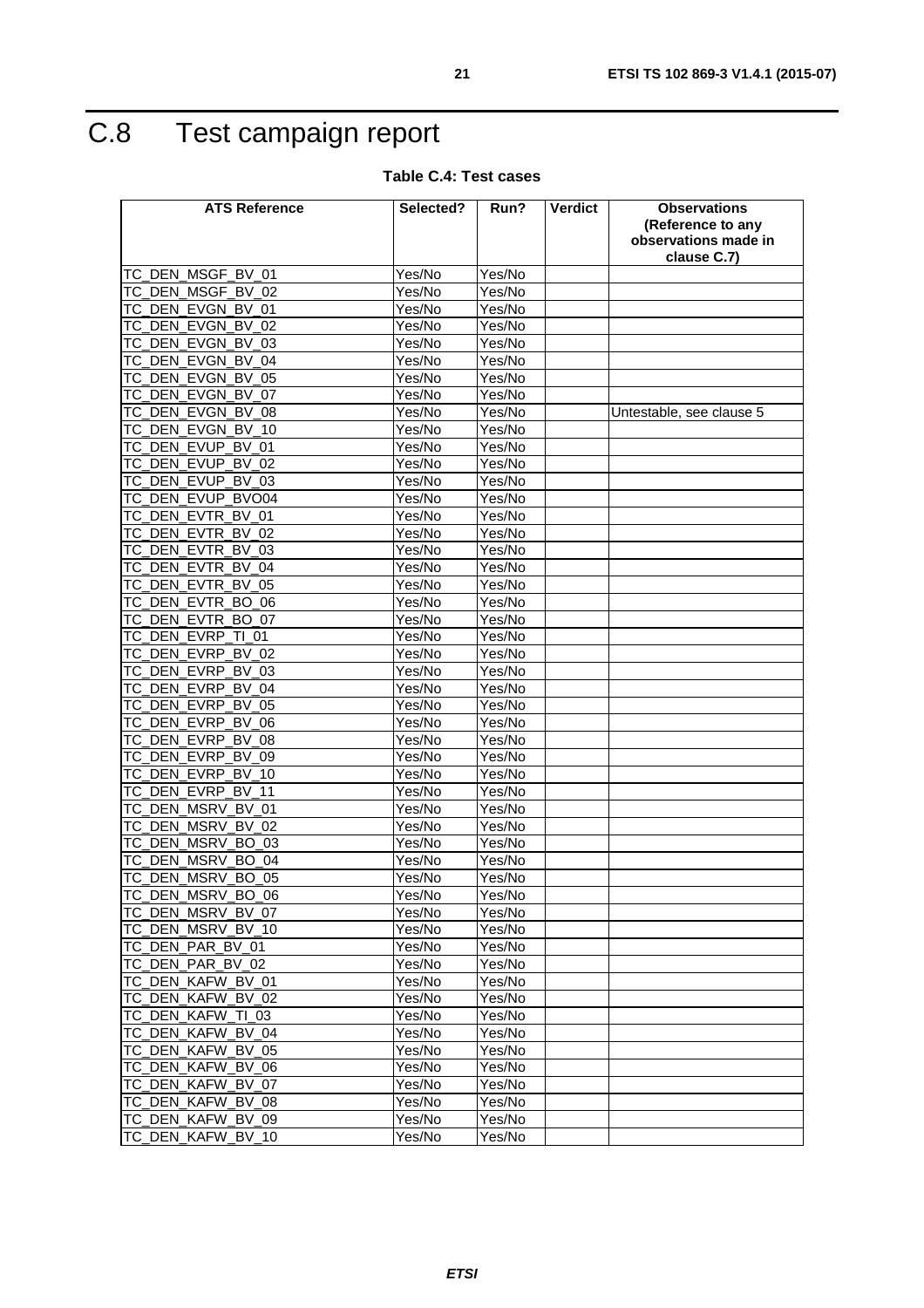# C.8 Test campaign report

**Table C.4: Test cases**

| ATS Reference | Selected? | Run? | Verdict | Observations (Reference to any observations made in clause C.7) |
|---|---|---|---|---|
| TC_DEN_MSGF_BV_01 | Yes/No | Yes/No | | |
| TC_DEN_MSGF_BV_02 | Yes/No | Yes/No | | |
| TC_DEN_EVGN_BV_01 | Yes/No | Yes/No | | |
| TC_DEN_EVGN_BV_02 | Yes/No | Yes/No | | |
| TC_DEN_EVGN_BV_03 | Yes/No | Yes/No | | |
| TC_DEN_EVGN_BV_04 | Yes/No | Yes/No | | |
| TC_DEN_EVGN_BV_05 | Yes/No | Yes/No | | |
| TC_DEN_EVGN_BV_07 | Yes/No | Yes/No | | |
| TC_DEN_EVGN_BV_08 | Yes/No | Yes/No | | Untestable, see clause 5 |
| TC_DEN_EVGN_BV_10 | Yes/No | Yes/No | | |
| TC_DEN_EVUP_BV_01 | Yes/No | Yes/No | | |
| TC_DEN_EVUP_BV_02 | Yes/No | Yes/No | | |
| TC_DEN_EVUP_BV_03 | Yes/No | Yes/No | | |
| TC_DEN_EVUP_BVO04 | Yes/No | Yes/No | | |
| TC_DEN_EVTR_BV_01 | Yes/No | Yes/No | | |
| TC_DEN_EVTR_BV_02 | Yes/No | Yes/No | | |
| TC_DEN_EVTR_BV_03 | Yes/No | Yes/No | | |
| TC_DEN_EVTR_BV_04 | Yes/No | Yes/No | | |
| TC_DEN_EVTR_BV_05 | Yes/No | Yes/No | | |
| TC_DEN_EVTR_BO_06 | Yes/No | Yes/No | | |
| TC_DEN_EVTR_BO_07 | Yes/No | Yes/No | | |
| TC_DEN_EVRP_TI_01 | Yes/No | Yes/No | | |
| TC_DEN_EVRP_BV_02 | Yes/No | Yes/No | | |
| TC_DEN_EVRP_BV_03 | Yes/No | Yes/No | | |
| TC_DEN_EVRP_BV_04 | Yes/No | Yes/No | | |
| TC_DEN_EVRP_BV_05 | Yes/No | Yes/No | | |
| TC_DEN_EVRP_BV_06 | Yes/No | Yes/No | | |
| TC_DEN_EVRP_BV_08 | Yes/No | Yes/No | | |
| TC_DEN_EVRP_BV_09 | Yes/No | Yes/No | | |
| TC_DEN_EVRP_BV_10 | Yes/No | Yes/No | | |
| TC_DEN_EVRP_BV_11 | Yes/No | Yes/No | | |
| TC_DEN_MSRV_BV_01 | Yes/No | Yes/No | | |
| TC_DEN_MSRV_BV_02 | Yes/No | Yes/No | | |
| TC_DEN_MSRV_BO_03 | Yes/No | Yes/No | | |
| TC_DEN_MSRV_BO_04 | Yes/No | Yes/No | | |
| TC_DEN_MSRV_BO_05 | Yes/No | Yes/No | | |
| TC_DEN_MSRV_BO_06 | Yes/No | Yes/No | | |
| TC_DEN_MSRV_BV_07 | Yes/No | Yes/No | | |
| TC_DEN_MSRV_BV_10 | Yes/No | Yes/No | | |
| TC_DEN_PAR_BV_01 | Yes/No | Yes/No | | |
| TC_DEN_PAR_BV_02 | Yes/No | Yes/No | | |
| TC_DEN_KAFW_BV_01 | Yes/No | Yes/No | | |
| TC_DEN_KAFW_BV_02 | Yes/No | Yes/No | | |
| TC_DEN_KAFW_TI_03 | Yes/No | Yes/No | | |
| TC_DEN_KAFW_BV_04 | Yes/No | Yes/No | | |
| TC_DEN_KAFW_BV_05 | Yes/No | Yes/No | | |
| TC_DEN_KAFW_BV_06 | Yes/No | Yes/No | | |
| TC_DEN_KAFW_BV_07 | Yes/No | Yes/No | | |
| TC_DEN_KAFW_BV_08 | Yes/No | Yes/No | | |
| TC_DEN_KAFW_BV_09 | Yes/No | Yes/No | | |
| TC_DEN_KAFW_BV_10 | Yes/No | Yes/No | | |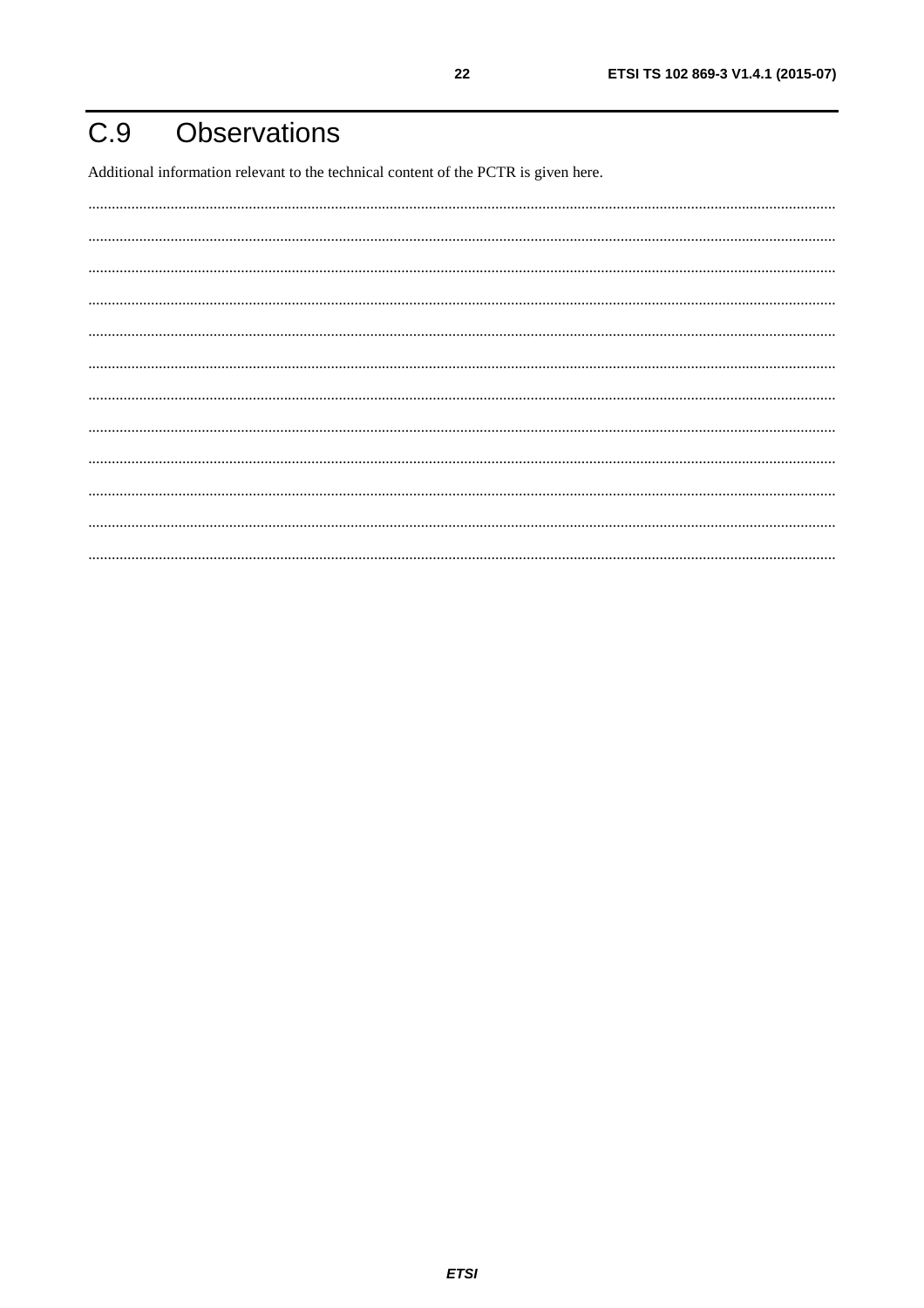# C.9 Observations

Additional information relevant to the technical content of the PCTR is given here.

.............................................................................................................................................................................................

.............................................................................................................................................................................................

.............................................................................................................................................................................................

.............................................................................................................................................................................................

.............................................................................................................................................................................................

.............................................................................................................................................................................................

.............................................................................................................................................................................................

.............................................................................................................................................................................................

.............................................................................................................................................................................................

.............................................................................................................................................................................................

.............................................................................................................................................................................................

.............................................................................................................................................................................................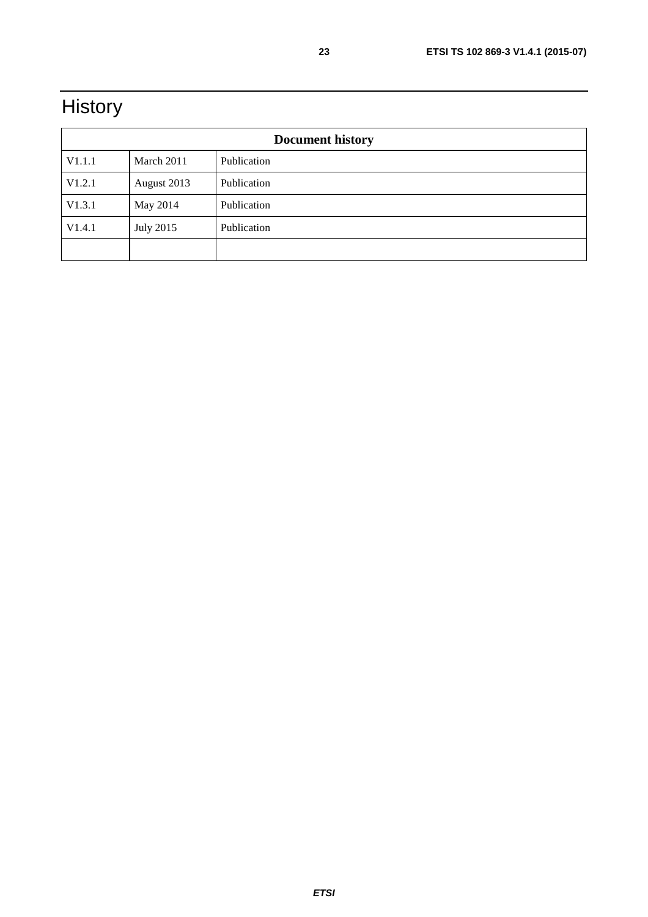# History

| Document history | | |
|---|---|---|
| V1.1.1 | March 2011 | Publication |
| V1.2.1 | August 2013 | Publication |
| V1.3.1 | May 2014 | Publication |
| V1.4.1 | July 2015 | Publication |
| | | |